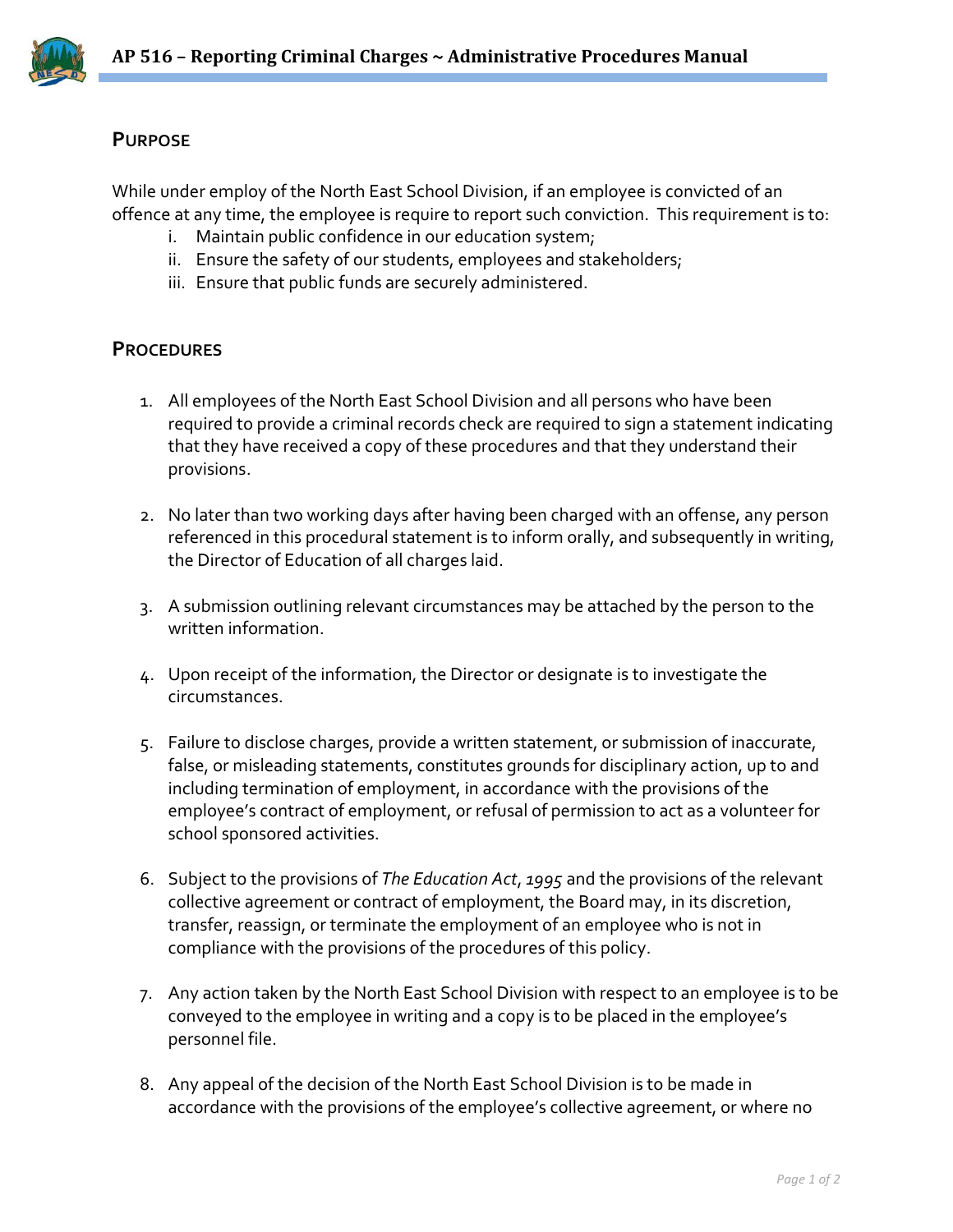# AP 516 – Reporting Criminal Charges ~ Administrative Procedures Manual

## PURPOSE

While under employ of the North East School Division, if an employee is convicted of an offence at any time, the employee is require to report such conviction. This requirement is to:

i. Maintain public confidence in our education system;
ii. Ensure the safety of our students, employees and stakeholders;
iii. Ensure that public funds are securely administered.

## PROCEDURES

1. All employees of the North East School Division and all persons who have been required to provide a criminal records check are required to sign a statement indicating that they have received a copy of these procedures and that they understand their provisions.

2. No later than two working days after having been charged with an offense, any person referenced in this procedural statement is to inform orally, and subsequently in writing, the Director of Education of all charges laid.

3. A submission outlining relevant circumstances may be attached by the person to the written information.

4. Upon receipt of the information, the Director or designate is to investigate the circumstances.

5. Failure to disclose charges, provide a written statement, or submission of inaccurate, false, or misleading statements, constitutes grounds for disciplinary action, up to and including termination of employment, in accordance with the provisions of the employee's contract of employment, or refusal of permission to act as a volunteer for school sponsored activities.

6. Subject to the provisions of *The Education Act*, *1995* and the provisions of the relevant collective agreement or contract of employment, the Board may, in its discretion, transfer, reassign, or terminate the employment of an employee who is not in compliance with the provisions of the procedures of this policy.

7. Any action taken by the North East School Division with respect to an employee is to be conveyed to the employee in writing and a copy is to be placed in the employee's personnel file.

8. Any appeal of the decision of the North East School Division is to be made in accordance with the provisions of the employee's collective agreement, or where no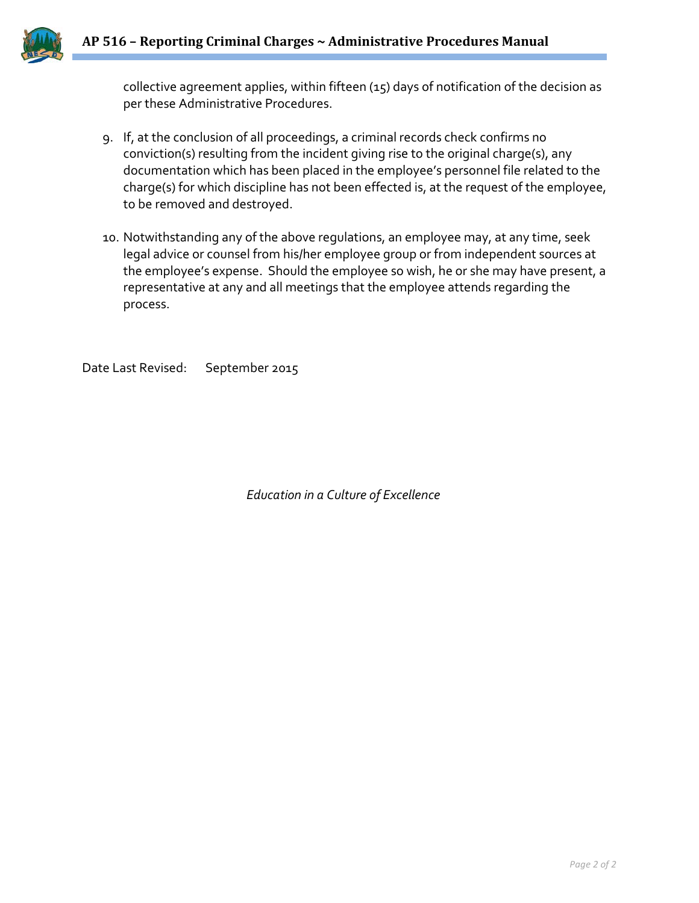collective agreement applies, within fifteen (15) days of notification of the decision as per these Administrative Procedures.

9. If, at the conclusion of all proceedings, a criminal records check confirms no conviction(s) resulting from the incident giving rise to the original charge(s), any documentation which has been placed in the employee's personnel file related to the charge(s) for which discipline has not been effected is, at the request of the employee, to be removed and destroyed.

10. Notwithstanding any of the above regulations, an employee may, at any time, seek legal advice or counsel from his/her employee group or from independent sources at the employee's expense. Should the employee so wish, he or she may have present, a representative at any and all meetings that the employee attends regarding the process.

Date Last Revised: September 2015

*Education in a Culture of Excellence*